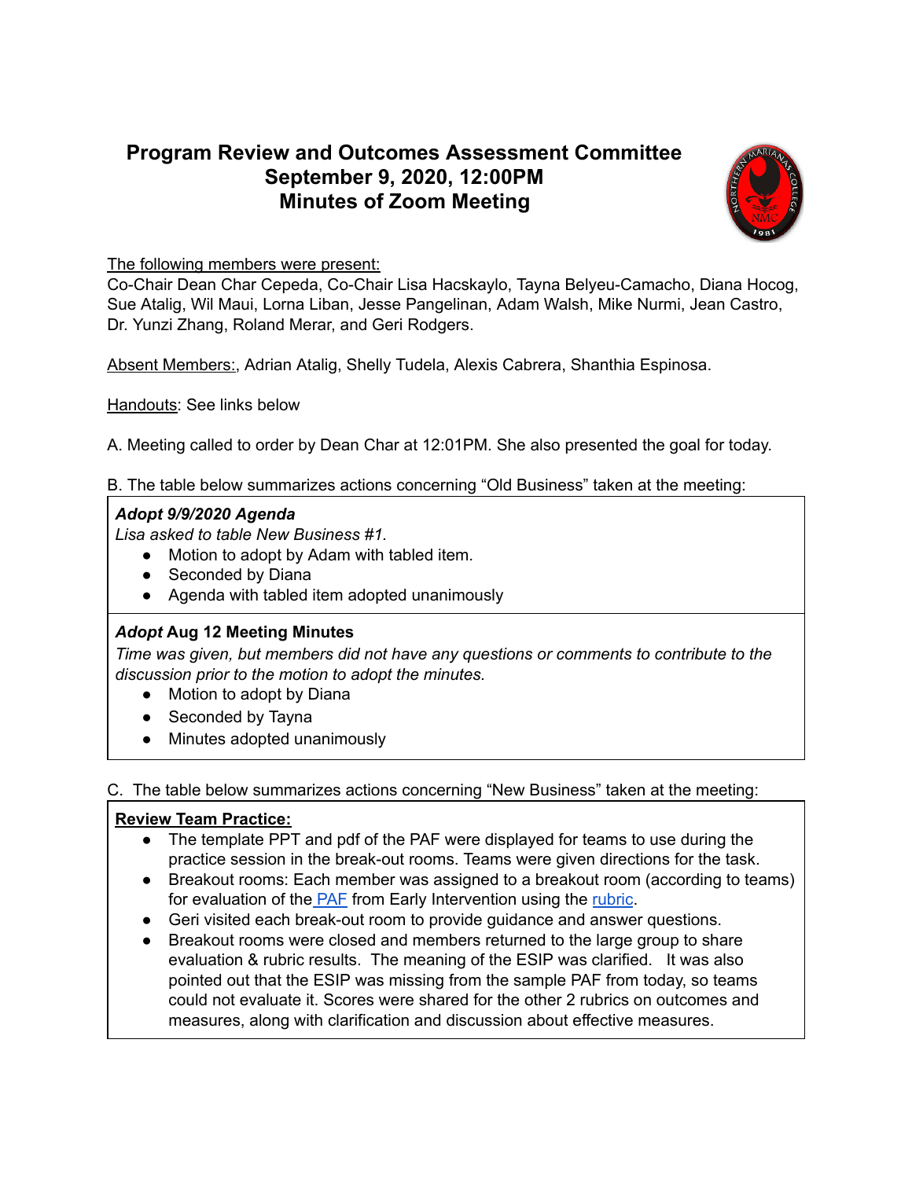# Program Review and Outcomes Assessment Committee
## September 9, 2020, 12:00PM
## Minutes of Zoom Meeting

The following members were present:
Co-Chair Dean Char Cepeda, Co-Chair Lisa Hacskaylo, Tayna Belyeu-Camacho, Diana Hocog, Sue Atalig, Wil Maui, Lorna Liban, Jesse Pangelinan, Adam Walsh, Mike Nurmi, Jean Castro, Dr. Yunzi Zhang, Roland Merar, and Geri Rodgers.

Absent Members:, Adrian Atalig, Shelly Tudela, Alexis Cabrera, Shanthia Espinosa.

Handouts: See links below

A. Meeting called to order by Dean Char at 12:01PM. She also presented the goal for today.

B. The table below summarizes actions concerning "Old Business" taken at the meeting:

***Adopt 9/9/2020 Agenda***
*Lisa asked to table New Business #1.*

- Motion to adopt by Adam with tabled item.
- Seconded by Diana
- Agenda with tabled item adopted unanimously

***Adopt* Aug 12 Meeting Minutes**
*Time was given, but members did not have any questions or comments to contribute to the discussion prior to the motion to adopt the minutes.*

- Motion to adopt by Diana
- Seconded by Tayna
- Minutes adopted unanimously

C. The table below summarizes actions concerning "New Business" taken at the meeting:

**Review Team Practice:**

- The template PPT and pdf of the PAF were displayed for teams to use during the practice session in the break-out rooms. Teams were given directions for the task.
- Breakout rooms: Each member was assigned to a breakout room (according to teams) for evaluation of the PAF from Early Intervention using the rubric.
- Geri visited each break-out room to provide guidance and answer questions.
- Breakout rooms were closed and members returned to the large group to share evaluation & rubric results. The meaning of the ESIP was clarified. It was also pointed out that the ESIP was missing from the sample PAF from today, so teams could not evaluate it. Scores were shared for the other 2 rubrics on outcomes and measures, along with clarification and discussion about effective measures.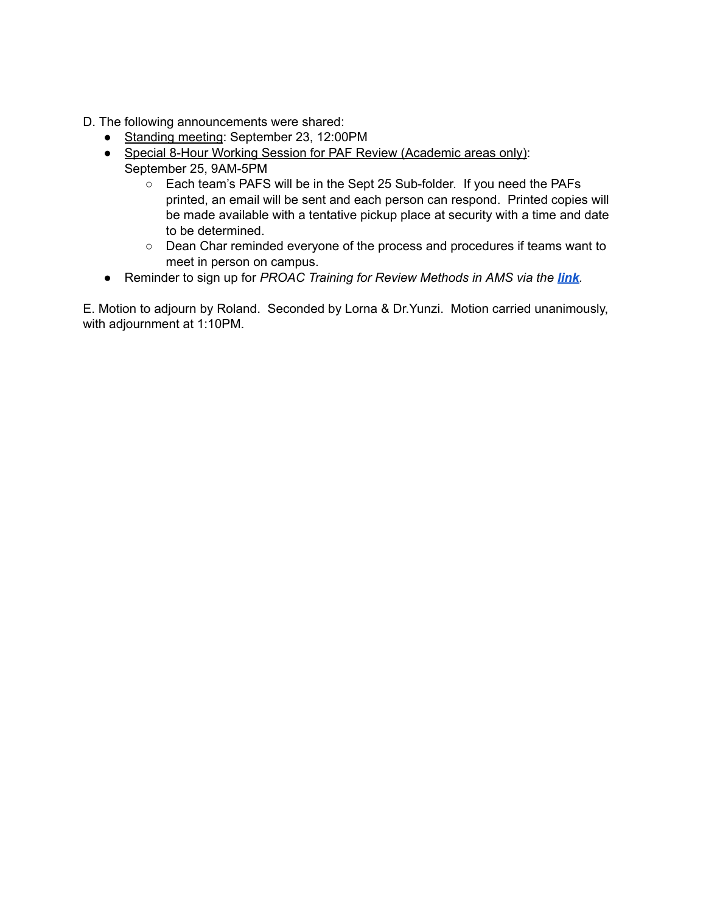D. The following announcements were shared:

- Standing meeting: September 23, 12:00PM
- Special 8-Hour Working Session for PAF Review (Academic areas only): September 25, 9AM-5PM
  - Each team's PAFS will be in the Sept 25 Sub-folder. If you need the PAFs printed, an email will be sent and each person can respond. Printed copies will be made available with a tentative pickup place at security with a time and date to be determined.
  - Dean Char reminded everyone of the process and procedures if teams want to meet in person on campus.
- Reminder to sign up for *PROAC Training for Review Methods in AMS via the **link**.*

E. Motion to adjourn by Roland. Seconded by Lorna & Dr.Yunzi. Motion carried unanimously, with adjournment at 1:10PM.